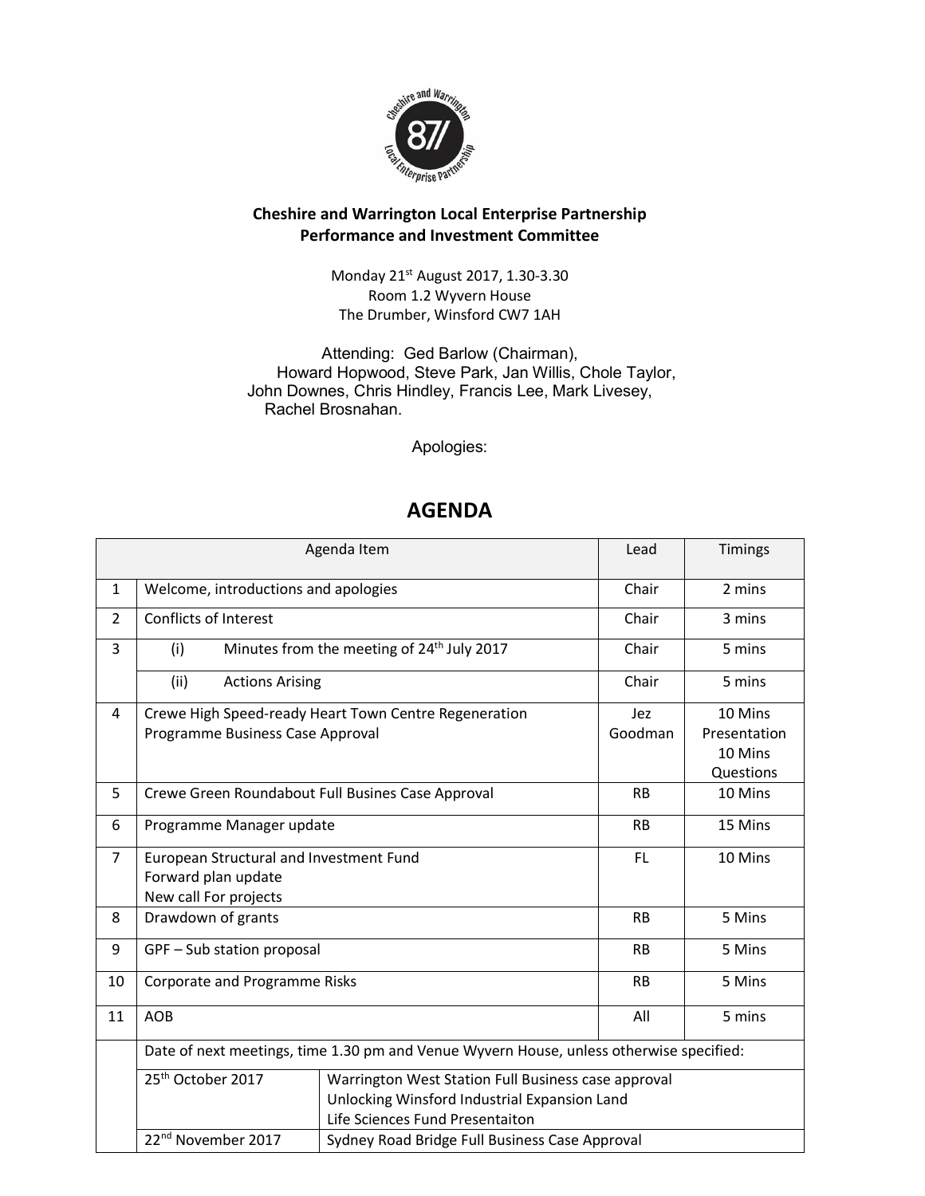**Cheshire and Warrington Local Enterprise Partnership**
**Performance and Investment Committee**

Monday 21st August 2017, 1.30-3.30
Room 1.2 Wyvern House
The Drumber, Winsford CW7 1AH

Attending: Ged Barlow (Chairman), Howard Hopwood, Steve Park, Jan Willis, Chole Taylor, John Downes, Chris Hindley, Francis Lee, Mark Livesey, Rachel Brosnahan.

Apologies:

# AGENDA

| | Agenda Item | | Lead | Timings |
|---|---|---|---|---|
| 1 | Welcome, introductions and apologies | | Chair | 2 mins |
| 2 | Conflicts of Interest | | Chair | 3 mins |
| 3 | (i) Minutes from the meeting of 24th July 2017 | | Chair | 5 mins |
| | (ii) Actions Arising | | Chair | 5 mins |
| 4 | Crewe High Speed-ready Heart Town Centre Regeneration Programme Business Case Approval | | Jez Goodman | 10 Mins Presentation 10 Mins Questions |
| 5 | Crewe Green Roundabout Full Busines Case Approval | | RB | 10 Mins |
| 6 | Programme Manager update | | RB | 15 Mins |
| 7 | European Structural and Investment Fund<br>Forward plan update<br>New call For projects | | FL | 10 Mins |
| 8 | Drawdown of grants | | RB | 5 Mins |
| 9 | GPF – Sub station proposal | | RB | 5 Mins |
| 10 | Corporate and Programme Risks | | RB | 5 Mins |
| 11 | AOB | | All | 5 mins |
| | Date of next meetings, time 1.30 pm and Venue Wyvern House, unless otherwise specified: | | | |
| | 25th October 2017 | Warrington West Station Full Business case approval<br>Unlocking Winsford Industrial Expansion Land<br>Life Sciences Fund Presentaiton | | |
| | 22nd November 2017 | Sydney Road Bridge Full Business Case Approval | | |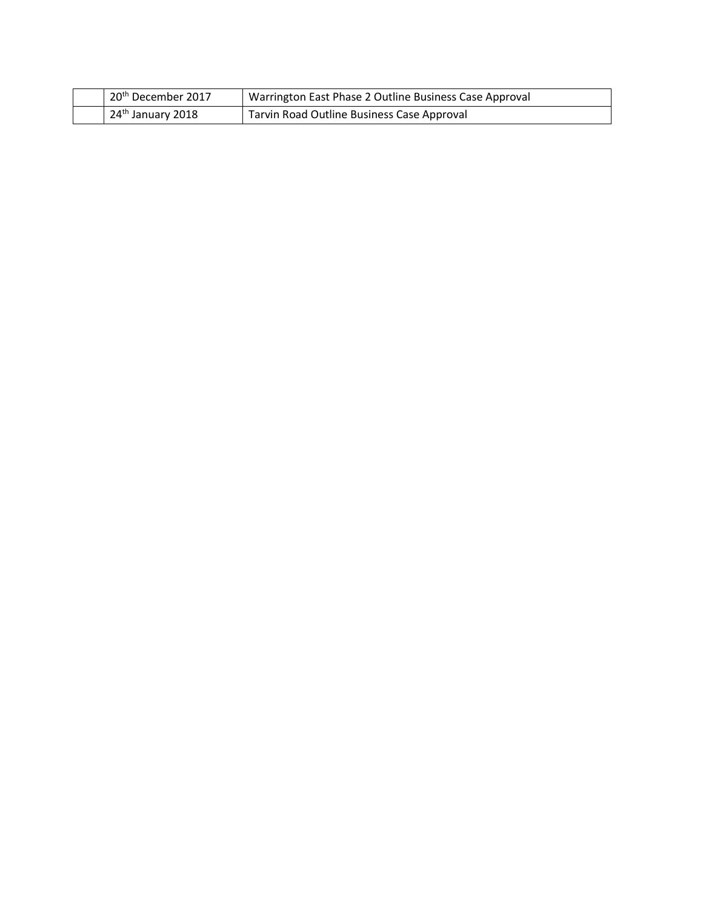| | | |
|---|---|---|
| | 20th December 2017 | Warrington East Phase 2 Outline Business Case Approval |
| | 24th January 2018 | Tarvin Road Outline Business Case Approval |